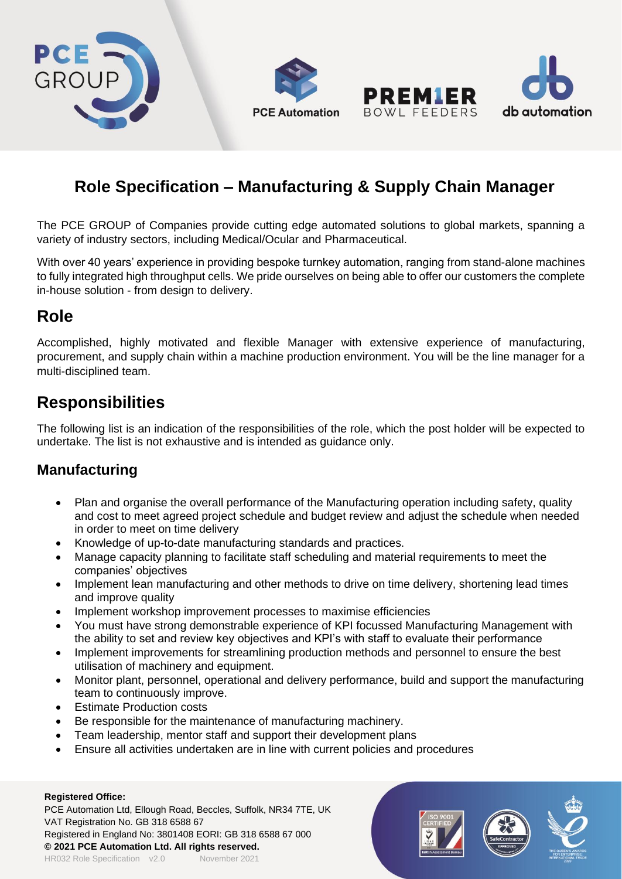# Role Specification – Manufacturing & Supply Chain Manager

The PCE GROUP of Companies provide cutting edge automated solutions to global markets, spanning a variety of industry sectors, including Medical/Ocular and Pharmaceutical.

With over 40 years' experience in providing bespoke turnkey automation, ranging from stand-alone machines to fully integrated high throughput cells. We pride ourselves on being able to offer our customers the complete in-house solution - from design to delivery.

## Role

Accomplished, highly motivated and flexible Manager with extensive experience of manufacturing, procurement, and supply chain within a machine production environment. You will be the line manager for a multi-disciplined team.

## Responsibilities

The following list is an indication of the responsibilities of the role, which the post holder will be expected to undertake. The list is not exhaustive and is intended as guidance only.

### Manufacturing

- Plan and organise the overall performance of the Manufacturing operation including safety, quality and cost to meet agreed project schedule and budget review and adjust the schedule when needed in order to meet on time delivery
- Knowledge of up-to-date manufacturing standards and practices.
- Manage capacity planning to facilitate staff scheduling and material requirements to meet the companies' objectives
- Implement lean manufacturing and other methods to drive on time delivery, shortening lead times and improve quality
- Implement workshop improvement processes to maximise efficiencies
- You must have strong demonstrable experience of KPI focussed Manufacturing Management with the ability to set and review key objectives and KPI's with staff to evaluate their performance
- Implement improvements for streamlining production methods and personnel to ensure the best utilisation of machinery and equipment.
- Monitor plant, personnel, operational and delivery performance, build and support the manufacturing team to continuously improve.
- Estimate Production costs
- Be responsible for the maintenance of manufacturing machinery.
- Team leadership, mentor staff and support their development plans
- Ensure all activities undertaken are in line with current policies and procedures

**Registered Office:**
PCE Automation Ltd, Ellough Road, Beccles, Suffolk, NR34 7TE, UK
VAT Registration No. GB 318 6588 67
Registered in England No: 3801408 EORI: GB 318 6588 67 000
**© 2021 PCE Automation Ltd. All rights reserved.**
HR032 Role Specification v2.0 November 2021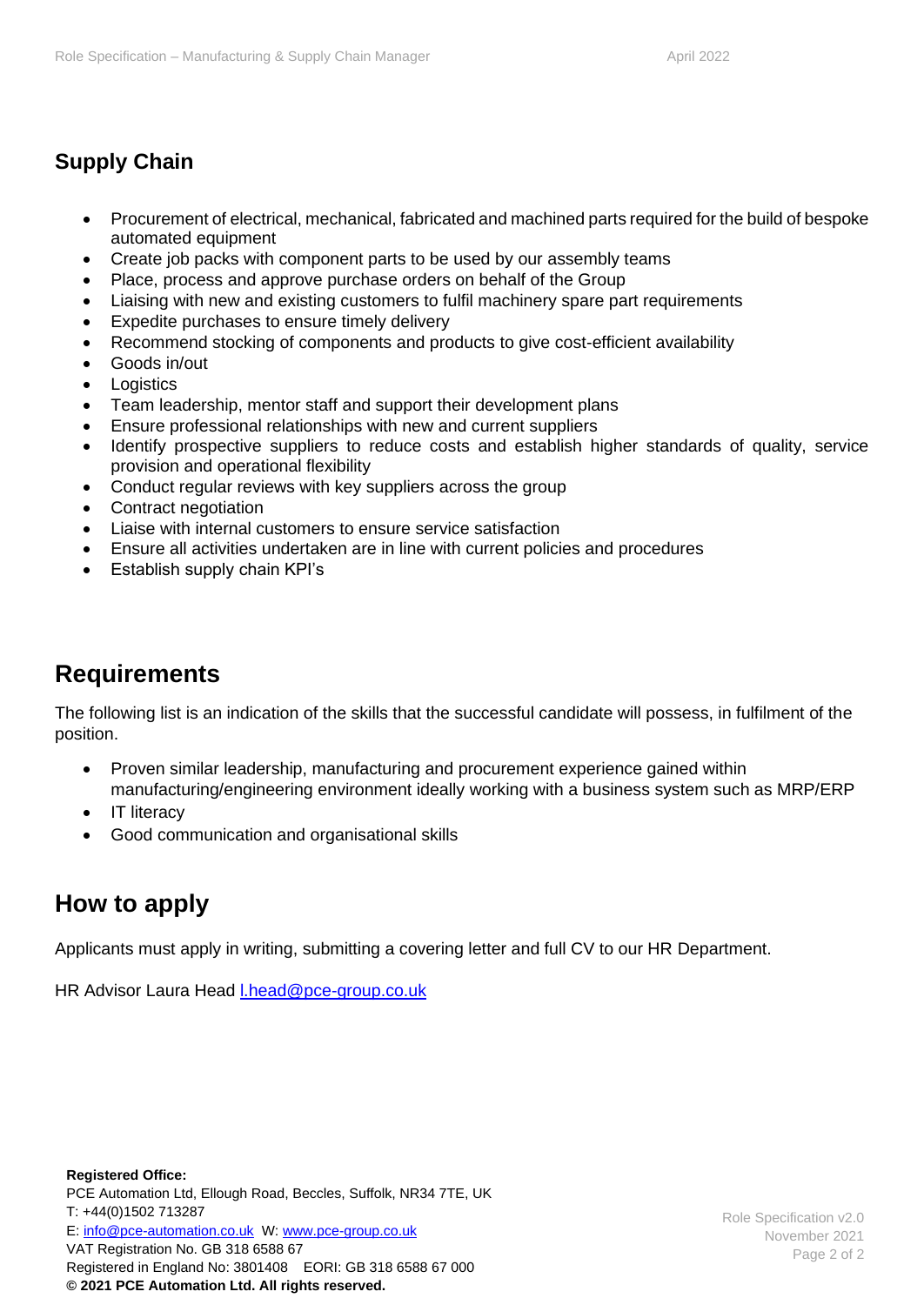## Supply Chain

- Procurement of electrical, mechanical, fabricated and machined parts required for the build of bespoke automated equipment
- Create job packs with component parts to be used by our assembly teams
- Place, process and approve purchase orders on behalf of the Group
- Liaising with new and existing customers to fulfil machinery spare part requirements
- Expedite purchases to ensure timely delivery
- Recommend stocking of components and products to give cost-efficient availability
- Goods in/out
- Logistics
- Team leadership, mentor staff and support their development plans
- Ensure professional relationships with new and current suppliers
- Identify prospective suppliers to reduce costs and establish higher standards of quality, service provision and operational flexibility
- Conduct regular reviews with key suppliers across the group
- Contract negotiation
- Liaise with internal customers to ensure service satisfaction
- Ensure all activities undertaken are in line with current policies and procedures
- Establish supply chain KPI's

## Requirements

The following list is an indication of the skills that the successful candidate will possess, in fulfilment of the position.

- Proven similar leadership, manufacturing and procurement experience gained within manufacturing/engineering environment ideally working with a business system such as MRP/ERP
- IT literacy
- Good communication and organisational skills

## How to apply

Applicants must apply in writing, submitting a covering letter and full CV to our HR Department.

HR Advisor Laura Head l.head@pce-group.co.uk

**Registered Office:**
PCE Automation Ltd, Ellough Road, Beccles, Suffolk, NR34 7TE, UK
T: +44(0)1502 713287
E: info@pce-automation.co.uk W: www.pce-group.co.uk
VAT Registration No. GB 318 6588 67
Registered in England No: 3801408 EORI: GB 318 6588 67 000
**© 2021 PCE Automation Ltd. All rights reserved.**